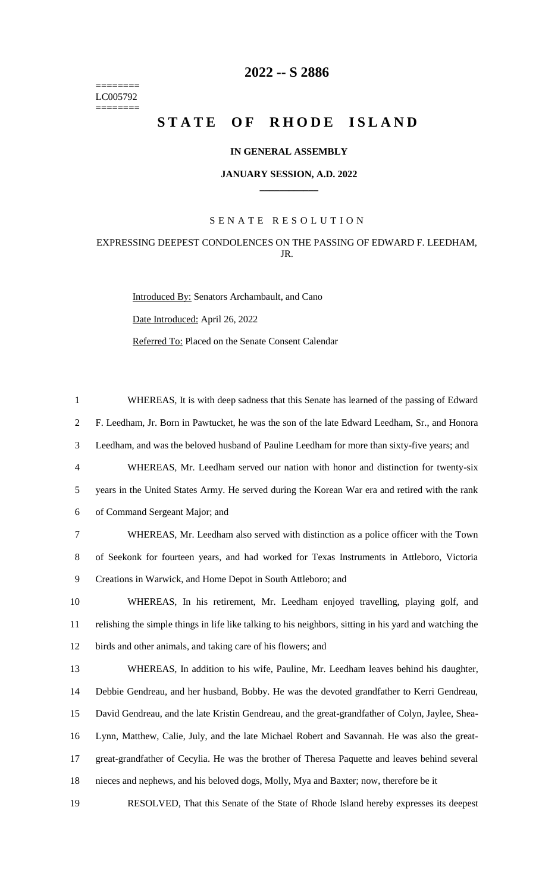# 2022 -- S 2886

========
LC005792
========

# STATE OF RHODE ISLAND

**IN GENERAL ASSEMBLY**

**JANUARY SESSION, A.D. 2022**

____________

SENATE RESOLUTION

EXPRESSING DEEPEST CONDOLENCES ON THE PASSING OF EDWARD F. LEEDHAM, JR.

Introduced By: Senators Archambault, and Cano

Date Introduced: April 26, 2022

Referred To: Placed on the Senate Consent Calendar

1 WHEREAS, It is with deep sadness that this Senate has learned of the passing of Edward
2 F. Leedham, Jr. Born in Pawtucket, he was the son of the late Edward Leedham, Sr., and Honora
3 Leedham, and was the beloved husband of Pauline Leedham for more than sixty-five years; and
4 WHEREAS, Mr. Leedham served our nation with honor and distinction for twenty-six
5 years in the United States Army. He served during the Korean War era and retired with the rank
6 of Command Sergeant Major; and
7 WHEREAS, Mr. Leedham also served with distinction as a police officer with the Town
8 of Seekonk for fourteen years, and had worked for Texas Instruments in Attleboro, Victoria
9 Creations in Warwick, and Home Depot in South Attleboro; and
10 WHEREAS, In his retirement, Mr. Leedham enjoyed travelling, playing golf, and
11 relishing the simple things in life like talking to his neighbors, sitting in his yard and watching the
12 birds and other animals, and taking care of his flowers; and
13 WHEREAS, In addition to his wife, Pauline, Mr. Leedham leaves behind his daughter,
14 Debbie Gendreau, and her husband, Bobby. He was the devoted grandfather to Kerri Gendreau,
15 David Gendreau, and the late Kristin Gendreau, and the great-grandfather of Colyn, Jaylee, Shea-
16 Lynn, Matthew, Calie, July, and the late Michael Robert and Savannah. He was also the great-
17 great-grandfather of Cecylia. He was the brother of Theresa Paquette and leaves behind several
18 nieces and nephews, and his beloved dogs, Molly, Mya and Baxter; now, therefore be it
19 RESOLVED, That this Senate of the State of Rhode Island hereby expresses its deepest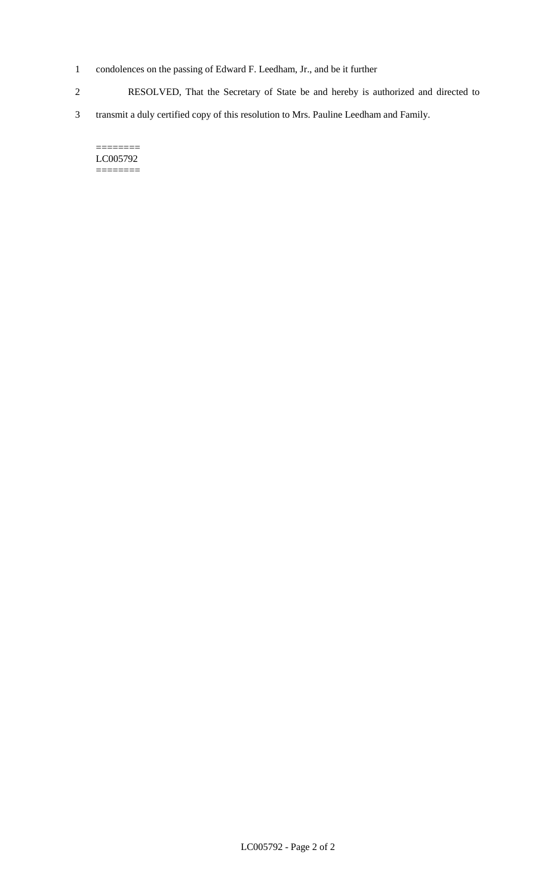condolences on the passing of Edward F. Leedham, Jr., and be it further

RESOLVED, That the Secretary of State be and hereby is authorized and directed to transmit a duly certified copy of this resolution to Mrs. Pauline Leedham and Family.

========
LC005792
========